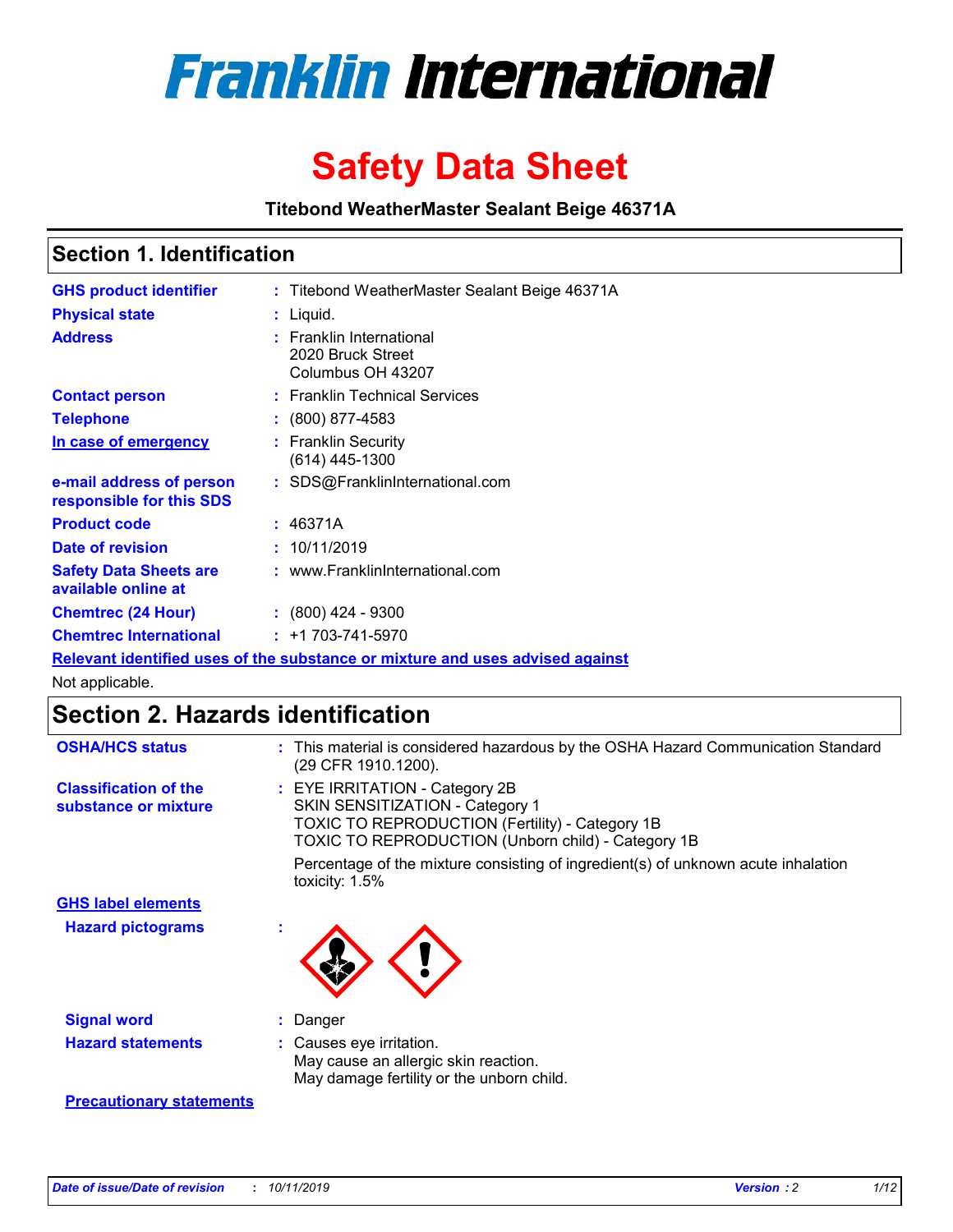# Franklin International

# Safety Data Sheet

**Titebond WeatherMaster Sealant Beige 46371A**

## Section 1. Identification

| | | |
|---|---|---|
| **GHS product identifier** | : | Titebond WeatherMaster Sealant Beige 46371A |
| **Physical state** | : | Liquid. |
| **Address** | : | Franklin International<br>2020 Bruck Street<br>Columbus OH 43207 |
| **Contact person** | : | Franklin Technical Services |
| **Telephone** | : | (800) 877-4583 |
| **In case of emergency** | : | Franklin Security<br>(614) 445-1300 |
| **e-mail address of person responsible for this SDS** | : | SDS@FranklinInternational.com |
| **Product code** | : | 46371A |
| **Date of revision** | : | 10/11/2019 |
| **Safety Data Sheets are available online at** | : | www.FranklinInternational.com |
| **Chemtrec (24 Hour)** | : | (800) 424 - 9300 |
| **Chemtrec International** | : | +1 703-741-5970 |

**Relevant identified uses of the substance or mixture and uses advised against**

Not applicable.

## Section 2. Hazards identification

| | | |
|---|---|---|
| **OSHA/HCS status** | : | This material is considered hazardous by the OSHA Hazard Communication Standard (29 CFR 1910.1200). |
| **Classification of the substance or mixture** | : | EYE IRRITATION - Category 2B<br>SKIN SENSITIZATION - Category 1<br>TOXIC TO REPRODUCTION (Fertility) - Category 1B<br>TOXIC TO REPRODUCTION (Unborn child) - Category 1B<br><br>Percentage of the mixture consisting of ingredient(s) of unknown acute inhalation toxicity: 1.5% |

**GHS label elements**

| | | |
|---|---|---|
| **Hazard pictograms** | : | |
| **Signal word** | : | Danger |
| **Hazard statements** | : | Causes eye irritation.<br>May cause an allergic skin reaction.<br>May damage fertility or the unborn child. |

**Precautionary statements**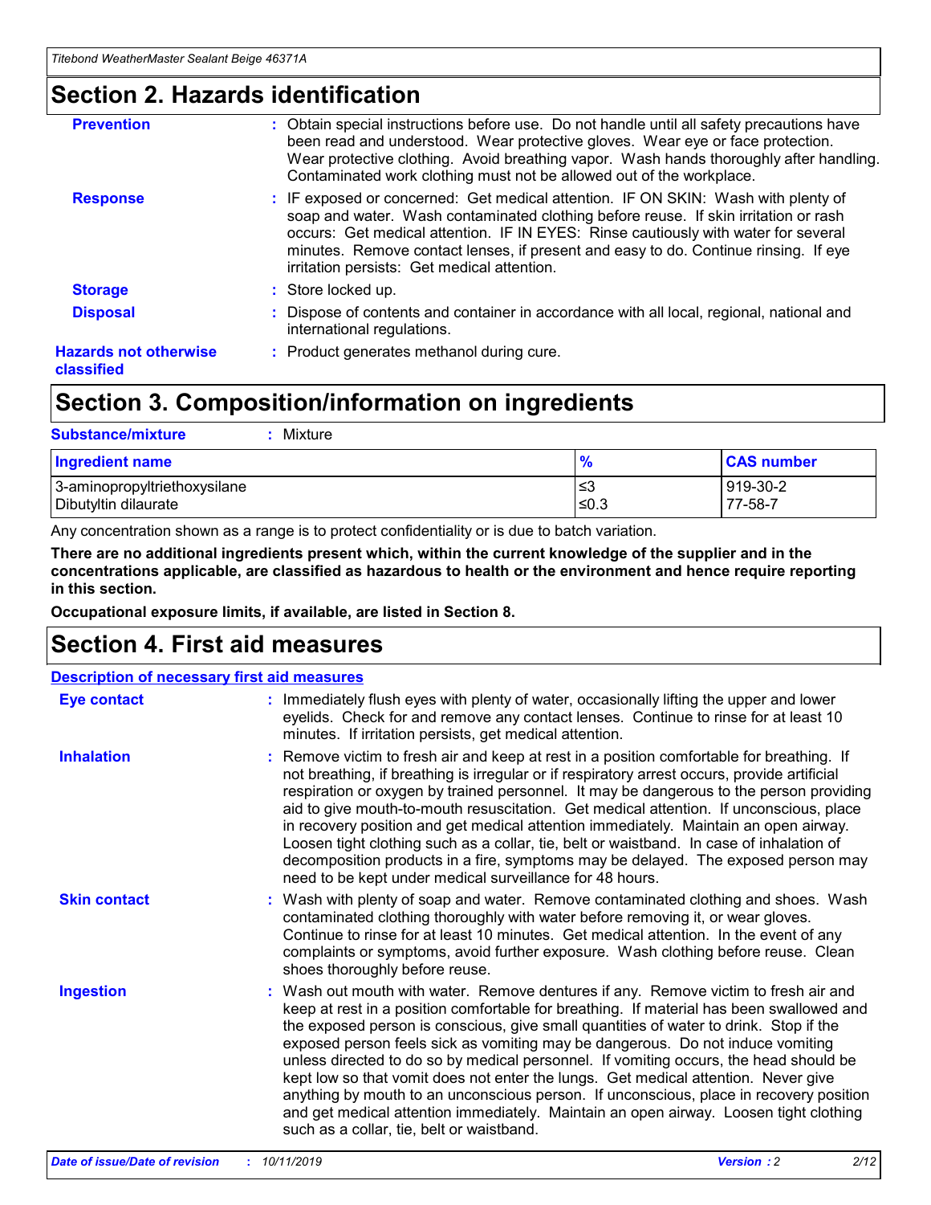## Section 2. Hazards identification

**Prevention** : Obtain special instructions before use. Do not handle until all safety precautions have been read and understood. Wear protective gloves. Wear eye or face protection. Wear protective clothing. Avoid breathing vapor. Wash hands thoroughly after handling. Contaminated work clothing must not be allowed out of the workplace.

**Response** : IF exposed or concerned: Get medical attention. IF ON SKIN: Wash with plenty of soap and water. Wash contaminated clothing before reuse. If skin irritation or rash occurs: Get medical attention. IF IN EYES: Rinse cautiously with water for several minutes. Remove contact lenses, if present and easy to do. Continue rinsing. If eye irritation persists: Get medical attention.

**Storage** : Store locked up.

**Disposal** : Dispose of contents and container in accordance with all local, regional, national and international regulations.

**Hazards not otherwise classified** : Product generates methanol during cure.

## Section 3. Composition/information on ingredients

**Substance/mixture** : Mixture

| Ingredient name | % | CAS number |
|---|---|---|
| 3-aminopropyltriethoxysilane | ≤3 | 919-30-2 |
| Dibutyltin dilaurate | ≤0.3 | 77-58-7 |

Any concentration shown as a range is to protect confidentiality or is due to batch variation.

**There are no additional ingredients present which, within the current knowledge of the supplier and in the concentrations applicable, are classified as hazardous to health or the environment and hence require reporting in this section.**

**Occupational exposure limits, if available, are listed in Section 8.**

## Section 4. First aid measures

**Description of necessary first aid measures**

**Eye contact** : Immediately flush eyes with plenty of water, occasionally lifting the upper and lower eyelids. Check for and remove any contact lenses. Continue to rinse for at least 10 minutes. If irritation persists, get medical attention.

**Inhalation** : Remove victim to fresh air and keep at rest in a position comfortable for breathing. If not breathing, if breathing is irregular or if respiratory arrest occurs, provide artificial respiration or oxygen by trained personnel. It may be dangerous to the person providing aid to give mouth-to-mouth resuscitation. Get medical attention. If unconscious, place in recovery position and get medical attention immediately. Maintain an open airway. Loosen tight clothing such as a collar, tie, belt or waistband. In case of inhalation of decomposition products in a fire, symptoms may be delayed. The exposed person may need to be kept under medical surveillance for 48 hours.

**Skin contact** : Wash with plenty of soap and water. Remove contaminated clothing and shoes. Wash contaminated clothing thoroughly with water before removing it, or wear gloves. Continue to rinse for at least 10 minutes. Get medical attention. In the event of any complaints or symptoms, avoid further exposure. Wash clothing before reuse. Clean shoes thoroughly before reuse.

**Ingestion** : Wash out mouth with water. Remove dentures if any. Remove victim to fresh air and keep at rest in a position comfortable for breathing. If material has been swallowed and the exposed person is conscious, give small quantities of water to drink. Stop if the exposed person feels sick as vomiting may be dangerous. Do not induce vomiting unless directed to do so by medical personnel. If vomiting occurs, the head should be kept low so that vomit does not enter the lungs. Get medical attention. Never give anything by mouth to an unconscious person. If unconscious, place in recovery position and get medical attention immediately. Maintain an open airway. Loosen tight clothing such as a collar, tie, belt or waistband.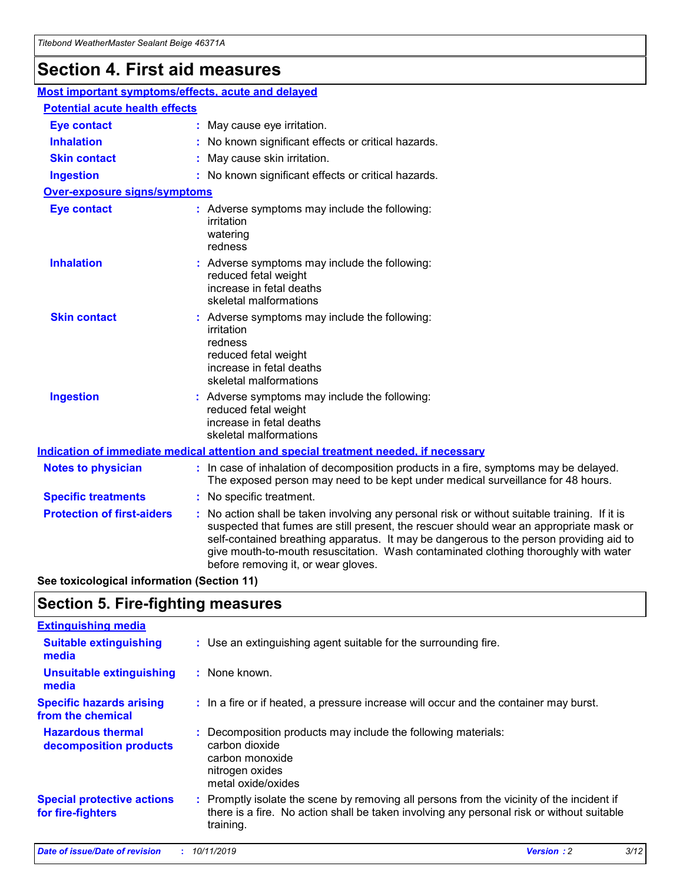## Section 4. First aid measures

### Most important symptoms/effects, acute and delayed

#### Potential acute health effects

**Eye contact** : May cause eye irritation.

**Inhalation** : No known significant effects or critical hazards.

**Skin contact** : May cause skin irritation.

**Ingestion** : No known significant effects or critical hazards.

#### Over-exposure signs/symptoms

**Eye contact** : Adverse symptoms may include the following:
irritation
watering
redness

**Inhalation** : Adverse symptoms may include the following:
reduced fetal weight
increase in fetal deaths
skeletal malformations

**Skin contact** : Adverse symptoms may include the following:
irritation
redness
reduced fetal weight
increase in fetal deaths
skeletal malformations

**Ingestion** : Adverse symptoms may include the following:
reduced fetal weight
increase in fetal deaths
skeletal malformations

### Indication of immediate medical attention and special treatment needed, if necessary

**Notes to physician** : In case of inhalation of decomposition products in a fire, symptoms may be delayed. The exposed person may need to be kept under medical surveillance for 48 hours.

**Specific treatments** : No specific treatment.

**Protection of first-aiders** : No action shall be taken involving any personal risk or without suitable training. If it is suspected that fumes are still present, the rescuer should wear an appropriate mask or self-contained breathing apparatus. It may be dangerous to the person providing aid to give mouth-to-mouth resuscitation. Wash contaminated clothing thoroughly with water before removing it, or wear gloves.

**See toxicological information (Section 11)**

## Section 5. Fire-fighting measures

### Extinguishing media

**Suitable extinguishing media** : Use an extinguishing agent suitable for the surrounding fire.

**Unsuitable extinguishing media** : None known.

**Specific hazards arising from the chemical** : In a fire or if heated, a pressure increase will occur and the container may burst.

**Hazardous thermal decomposition products** : Decomposition products may include the following materials:
carbon dioxide
carbon monoxide
nitrogen oxides
metal oxide/oxides

**Special protective actions for fire-fighters** : Promptly isolate the scene by removing all persons from the vicinity of the incident if there is a fire. No action shall be taken involving any personal risk or without suitable training.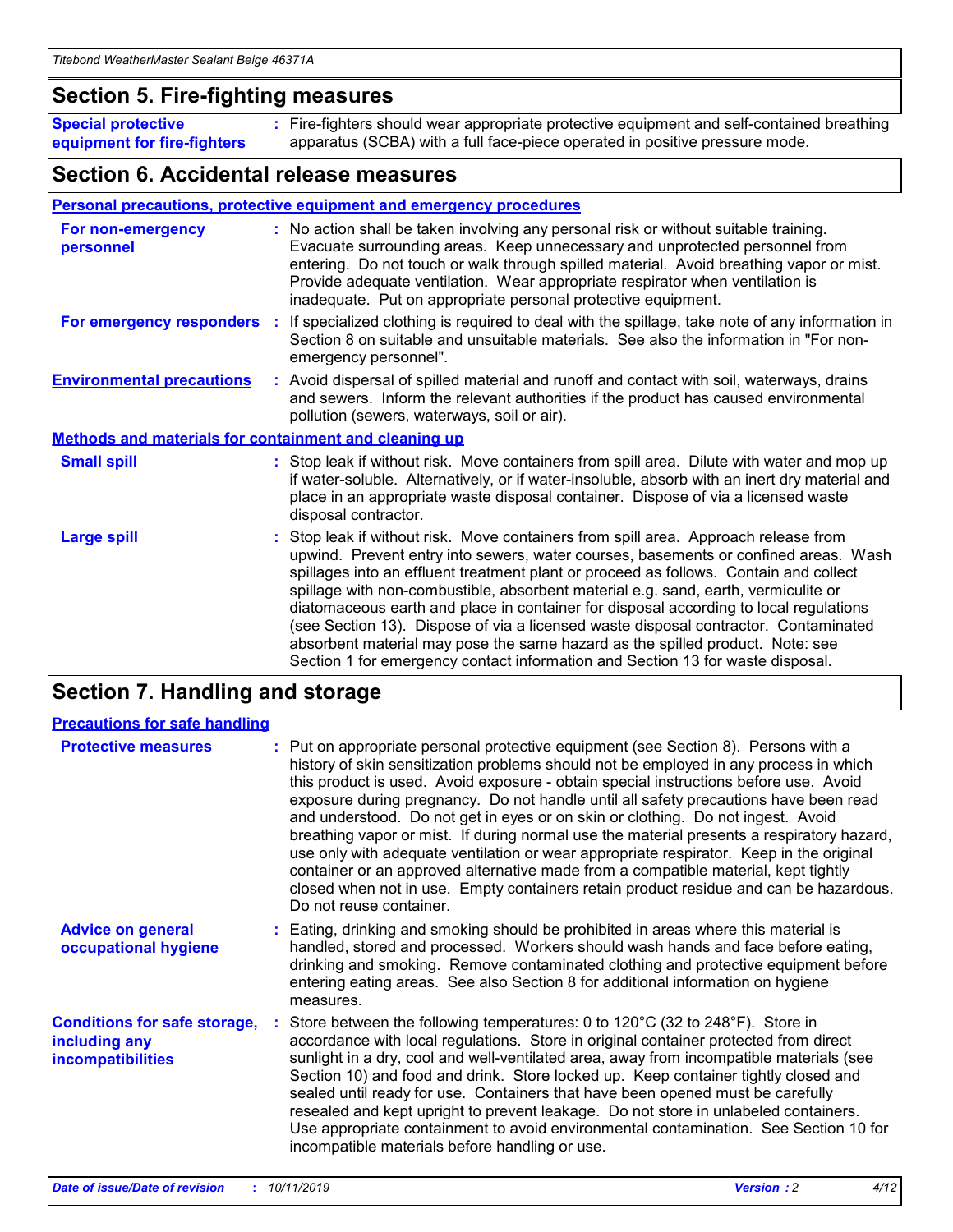## Section 5. Fire-fighting measures

**Special protective equipment for fire-fighters** : Fire-fighters should wear appropriate protective equipment and self-contained breathing apparatus (SCBA) with a full face-piece operated in positive pressure mode.

## Section 6. Accidental release measures

### Personal precautions, protective equipment and emergency procedures

**For non-emergency personnel** : No action shall be taken involving any personal risk or without suitable training. Evacuate surrounding areas. Keep unnecessary and unprotected personnel from entering. Do not touch or walk through spilled material. Avoid breathing vapor or mist. Provide adequate ventilation. Wear appropriate respirator when ventilation is inadequate. Put on appropriate personal protective equipment.

**For emergency responders** : If specialized clothing is required to deal with the spillage, take note of any information in Section 8 on suitable and unsuitable materials. See also the information in "For non-emergency personnel".

**Environmental precautions** : Avoid dispersal of spilled material and runoff and contact with soil, waterways, drains and sewers. Inform the relevant authorities if the product has caused environmental pollution (sewers, waterways, soil or air).

### Methods and materials for containment and cleaning up

**Small spill** : Stop leak if without risk. Move containers from spill area. Dilute with water and mop up if water-soluble. Alternatively, or if water-insoluble, absorb with an inert dry material and place in an appropriate waste disposal container. Dispose of via a licensed waste disposal contractor.

**Large spill** : Stop leak if without risk. Move containers from spill area. Approach release from upwind. Prevent entry into sewers, water courses, basements or confined areas. Wash spillages into an effluent treatment plant or proceed as follows. Contain and collect spillage with non-combustible, absorbent material e.g. sand, earth, vermiculite or diatomaceous earth and place in container for disposal according to local regulations (see Section 13). Dispose of via a licensed waste disposal contractor. Contaminated absorbent material may pose the same hazard as the spilled product. Note: see Section 1 for emergency contact information and Section 13 for waste disposal.

## Section 7. Handling and storage

### Precautions for safe handling

**Protective measures** : Put on appropriate personal protective equipment (see Section 8). Persons with a history of skin sensitization problems should not be employed in any process in which this product is used. Avoid exposure - obtain special instructions before use. Avoid exposure during pregnancy. Do not handle until all safety precautions have been read and understood. Do not get in eyes or on skin or clothing. Do not ingest. Avoid breathing vapor or mist. If during normal use the material presents a respiratory hazard, use only with adequate ventilation or wear appropriate respirator. Keep in the original container or an approved alternative made from a compatible material, kept tightly closed when not in use. Empty containers retain product residue and can be hazardous. Do not reuse container.

**Advice on general occupational hygiene** : Eating, drinking and smoking should be prohibited in areas where this material is handled, stored and processed. Workers should wash hands and face before eating, drinking and smoking. Remove contaminated clothing and protective equipment before entering eating areas. See also Section 8 for additional information on hygiene measures.

**Conditions for safe storage, including any incompatibilities** : Store between the following temperatures: 0 to 120°C (32 to 248°F). Store in accordance with local regulations. Store in original container protected from direct sunlight in a dry, cool and well-ventilated area, away from incompatible materials (see Section 10) and food and drink. Store locked up. Keep container tightly closed and sealed until ready for use. Containers that have been opened must be carefully resealed and kept upright to prevent leakage. Do not store in unlabeled containers. Use appropriate containment to avoid environmental contamination. See Section 10 for incompatible materials before handling or use.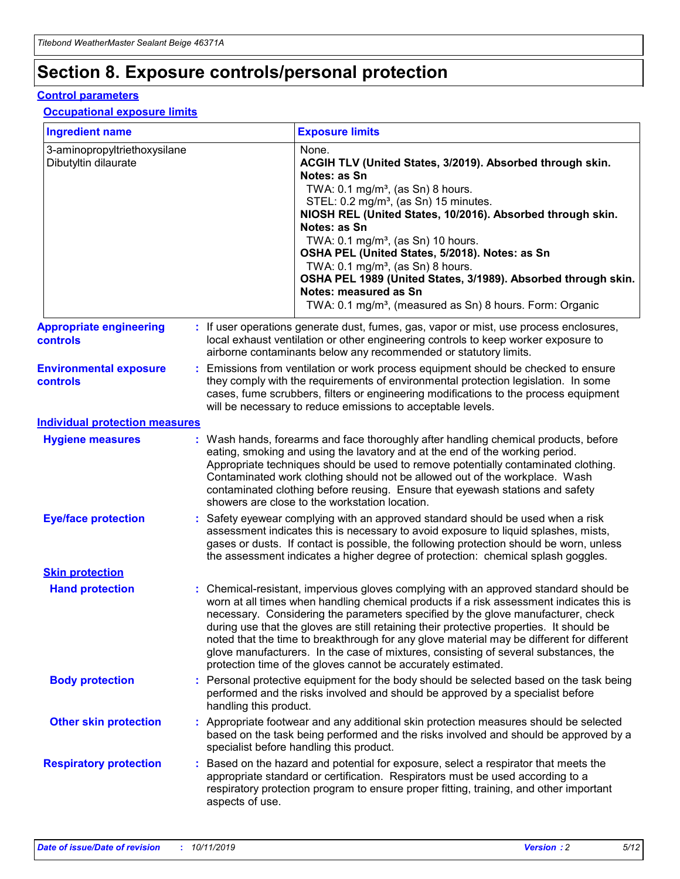# Section 8. Exposure controls/personal protection

## Control parameters

### Occupational exposure limits

| Ingredient name | Exposure limits |
|---|---|
| 3-aminopropyltriethoxysilane<br>Dibutyltin dilaurate | None.<br>**ACGIH TLV (United States, 3/2019). Absorbed through skin. Notes: as Sn**<br>TWA: 0.1 mg/m³, (as Sn) 8 hours.<br>STEL: 0.2 mg/m³, (as Sn) 15 minutes.<br>**NIOSH REL (United States, 10/2016). Absorbed through skin. Notes: as Sn**<br>TWA: 0.1 mg/m³, (as Sn) 10 hours.<br>**OSHA PEL (United States, 5/2018). Notes: as Sn**<br>TWA: 0.1 mg/m³, (as Sn) 8 hours.<br>**OSHA PEL 1989 (United States, 3/1989). Absorbed through skin. Notes: measured as Sn**<br>TWA: 0.1 mg/m³, (measured as Sn) 8 hours. Form: Organic |

**Appropriate engineering controls** : If user operations generate dust, fumes, gas, vapor or mist, use process enclosures, local exhaust ventilation or other engineering controls to keep worker exposure to airborne contaminants below any recommended or statutory limits.

**Environmental exposure controls** : Emissions from ventilation or work process equipment should be checked to ensure they comply with the requirements of environmental protection legislation. In some cases, fume scrubbers, filters or engineering modifications to the process equipment will be necessary to reduce emissions to acceptable levels.

## Individual protection measures

**Hygiene measures** : Wash hands, forearms and face thoroughly after handling chemical products, before eating, smoking and using the lavatory and at the end of the working period. Appropriate techniques should be used to remove potentially contaminated clothing. Contaminated work clothing should not be allowed out of the workplace. Wash contaminated clothing before reusing. Ensure that eyewash stations and safety showers are close to the workstation location.

**Eye/face protection** : Safety eyewear complying with an approved standard should be used when a risk assessment indicates this is necessary to avoid exposure to liquid splashes, mists, gases or dusts. If contact is possible, the following protection should be worn, unless the assessment indicates a higher degree of protection: chemical splash goggles.

### Skin protection

**Hand protection** : Chemical-resistant, impervious gloves complying with an approved standard should be worn at all times when handling chemical products if a risk assessment indicates this is necessary. Considering the parameters specified by the glove manufacturer, check during use that the gloves are still retaining their protective properties. It should be noted that the time to breakthrough for any glove material may be different for different glove manufacturers. In the case of mixtures, consisting of several substances, the protection time of the gloves cannot be accurately estimated.

**Body protection** : Personal protective equipment for the body should be selected based on the task being performed and the risks involved and should be approved by a specialist before handling this product.

**Other skin protection** : Appropriate footwear and any additional skin protection measures should be selected based on the task being performed and the risks involved and should be approved by a specialist before handling this product.

**Respiratory protection** : Based on the hazard and potential for exposure, select a respirator that meets the appropriate standard or certification. Respirators must be used according to a respiratory protection program to ensure proper fitting, training, and other important aspects of use.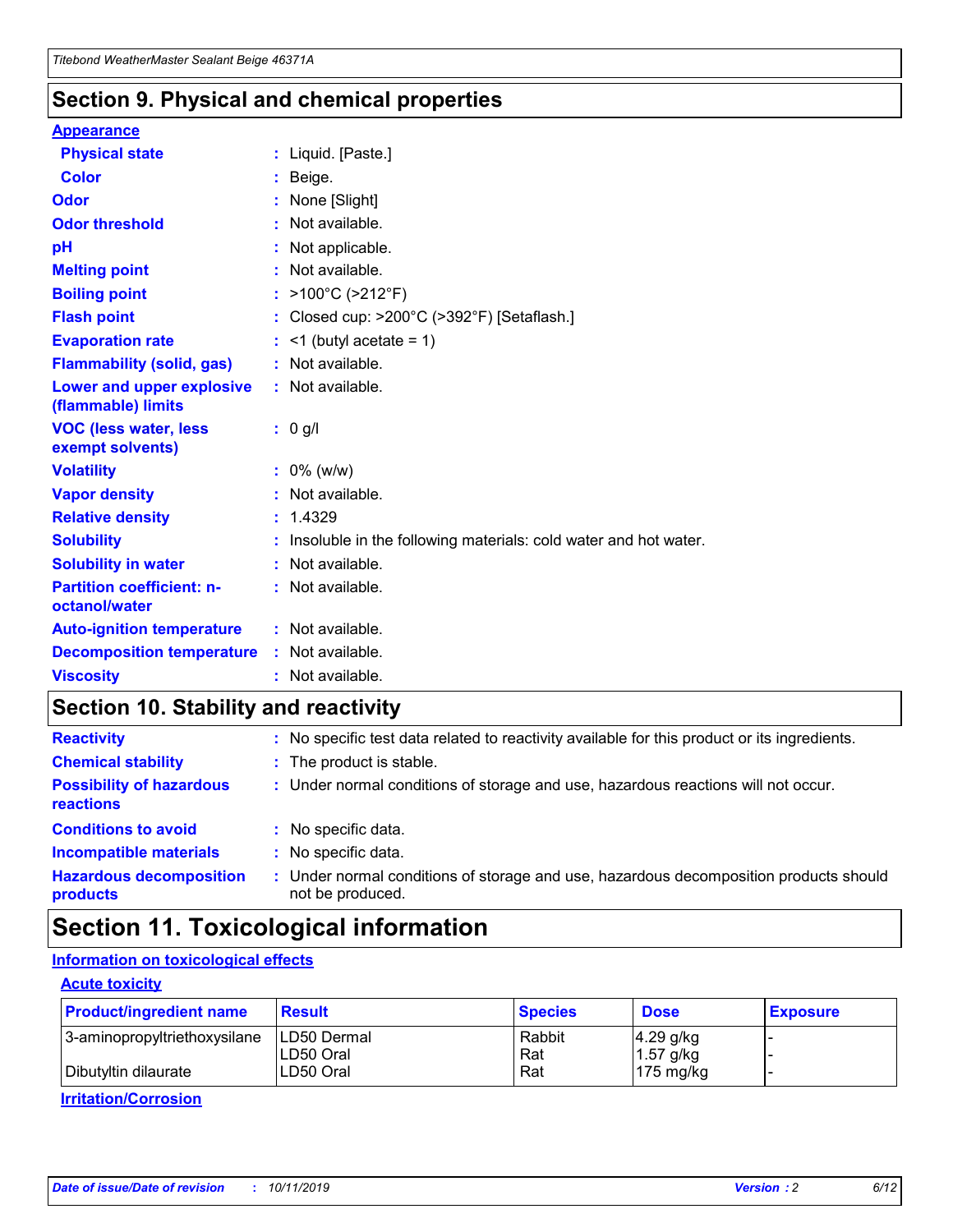## Section 9. Physical and chemical properties

### Appearance

| | |
|---|---|
| **Physical state** | : Liquid. [Paste.] |
| **Color** | : Beige. |
| **Odor** | : None [Slight] |
| **Odor threshold** | : Not available. |
| **pH** | : Not applicable. |
| **Melting point** | : Not available. |
| **Boiling point** | : >100°C (>212°F) |
| **Flash point** | : Closed cup: >200°C (>392°F) [Setaflash.] |
| **Evaporation rate** | : <1 (butyl acetate = 1) |
| **Flammability (solid, gas)** | : Not available. |
| **Lower and upper explosive (flammable) limits** | : Not available. |
| **VOC (less water, less exempt solvents)** | : 0 g/l |
| **Volatility** | : 0% (w/w) |
| **Vapor density** | : Not available. |
| **Relative density** | : 1.4329 |
| **Solubility** | : Insoluble in the following materials: cold water and hot water. |
| **Solubility in water** | : Not available. |
| **Partition coefficient: n-octanol/water** | : Not available. |
| **Auto-ignition temperature** | : Not available. |
| **Decomposition temperature** | : Not available. |
| **Viscosity** | : Not available. |

## Section 10. Stability and reactivity

| | |
|---|---|
| **Reactivity** | : No specific test data related to reactivity available for this product or its ingredients. |
| **Chemical stability** | : The product is stable. |
| **Possibility of hazardous reactions** | : Under normal conditions of storage and use, hazardous reactions will not occur. |
| **Conditions to avoid** | : No specific data. |
| **Incompatible materials** | : No specific data. |
| **Hazardous decomposition products** | : Under normal conditions of storage and use, hazardous decomposition products should not be produced. |

## Section 11. Toxicological information

### Information on toxicological effects

#### Acute toxicity

| Product/ingredient name | Result | Species | Dose | Exposure |
|---|---|---|---|---|
| 3-aminopropyltriethoxysilane | LD50 Dermal | Rabbit | 4.29 g/kg | - |
| | LD50 Oral | Rat | 1.57 g/kg | - |
| Dibutyltin dilaurate | LD50 Oral | Rat | 175 mg/kg | - |

#### Irritation/Corrosion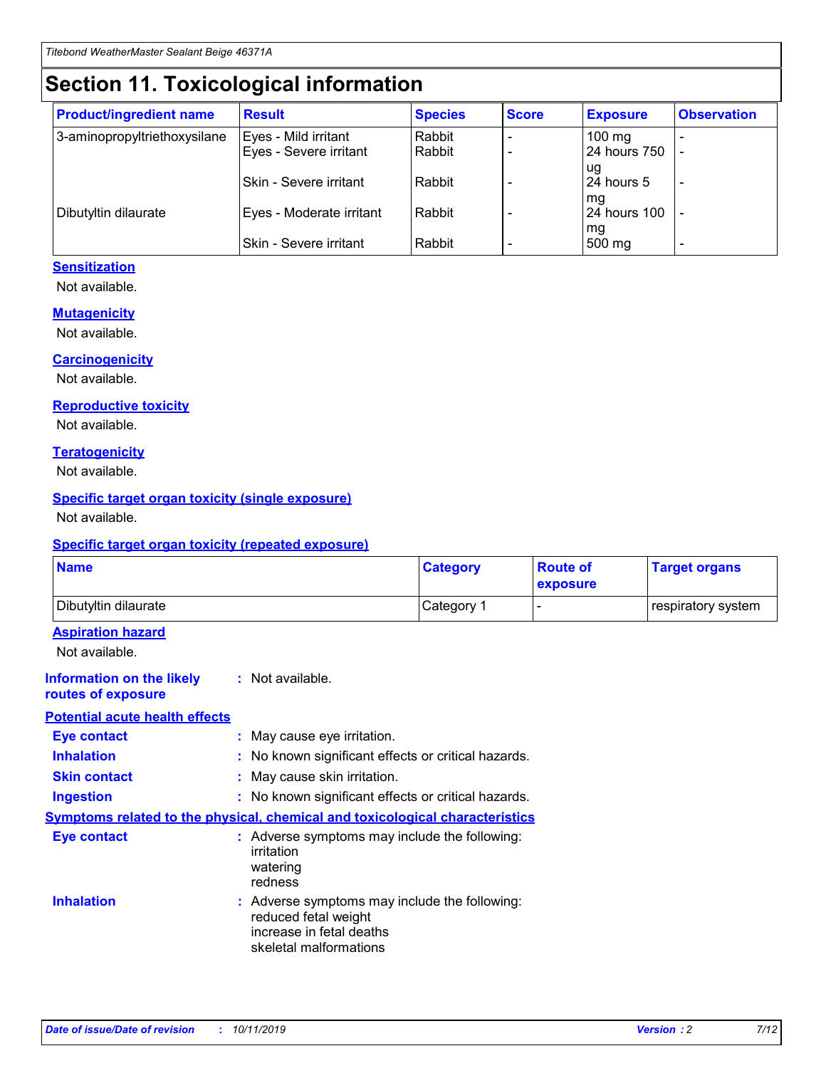Titebond WeatherMaster Sealant Beige 46371A

# Section 11. Toxicological information

| Product/ingredient name | Result | Species | Score | Exposure | Observation |
|---|---|---|---|---|---|
| 3-aminopropyltriethoxysilane | Eyes - Mild irritant | Rabbit | - | 100 mg | - |
| | Eyes - Severe irritant | Rabbit | - | 24 hours 750 ug | - |
| | Skin - Severe irritant | Rabbit | - | 24 hours 5 mg | - |
| Dibutyltin dilaurate | Eyes - Moderate irritant | Rabbit | - | 24 hours 100 mg | - |
| | Skin - Severe irritant | Rabbit | - | 500 mg | - |

### Sensitization

Not available.

### Mutagenicity

Not available.

### Carcinogenicity

Not available.

### Reproductive toxicity

Not available.

### Teratogenicity

Not available.

### Specific target organ toxicity (single exposure)

Not available.

### Specific target organ toxicity (repeated exposure)

| Name | Category | Route of exposure | Target organs |
|---|---|---|---|
| Dibutyltin dilaurate | Category 1 | - | respiratory system |

### Aspiration hazard

Not available.

**Information on the likely routes of exposure** : Not available.

### Potential acute health effects

**Eye contact** : May cause eye irritation.

**Inhalation** : No known significant effects or critical hazards.

**Skin contact** : May cause skin irritation.

**Ingestion** : No known significant effects or critical hazards.

### Symptoms related to the physical, chemical and toxicological characteristics

**Eye contact** : Adverse symptoms may include the following:
irritation
watering
redness

**Inhalation** : Adverse symptoms may include the following:
reduced fetal weight
increase in fetal deaths
skeletal malformations

*Date of issue/Date of revision* : *10/11/2019* *Version* : *2*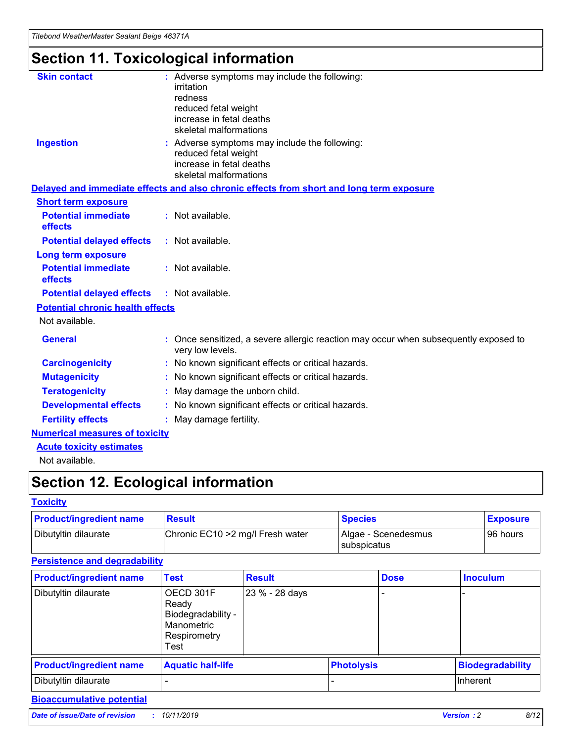# Section 11. Toxicological information

**Skin contact** : Adverse symptoms may include the following:
irritation
redness
reduced fetal weight
increase in fetal deaths
skeletal malformations

**Ingestion** : Adverse symptoms may include the following:
reduced fetal weight
increase in fetal deaths
skeletal malformations

**Delayed and immediate effects and also chronic effects from short and long term exposure**

**Short term exposure**

**Potential immediate effects** : Not available.

**Potential delayed effects** : Not available.

**Long term exposure**

**Potential immediate effects** : Not available.

**Potential delayed effects** : Not available.

**Potential chronic health effects**

Not available.

**General** : Once sensitized, a severe allergic reaction may occur when subsequently exposed to very low levels.

**Carcinogenicity** : No known significant effects or critical hazards.

**Mutagenicity** : No known significant effects or critical hazards.

**Teratogenicity** : May damage the unborn child.

**Developmental effects** : No known significant effects or critical hazards.

**Fertility effects** : May damage fertility.

**Numerical measures of toxicity**

**Acute toxicity estimates**

Not available.

# Section 12. Ecological information

**Toxicity**

| Product/ingredient name | Result | Species | Exposure |
|---|---|---|---|
| Dibutyltin dilaurate | Chronic EC10 >2 mg/l Fresh water | Algae - Scenedesmus subspicatus | 96 hours |

**Persistence and degradability**

| Product/ingredient name | Test | Result | Dose | Inoculum |
|---|---|---|---|---|
| Dibutyltin dilaurate | OECD 301F Ready Biodegradability - Manometric Respirometry Test | 23 % - 28 days | - | - |

| Product/ingredient name | Aquatic half-life | Photolysis | Biodegradability |
|---|---|---|---|
| Dibutyltin dilaurate | - | - | Inherent |

**Bioaccumulative potential**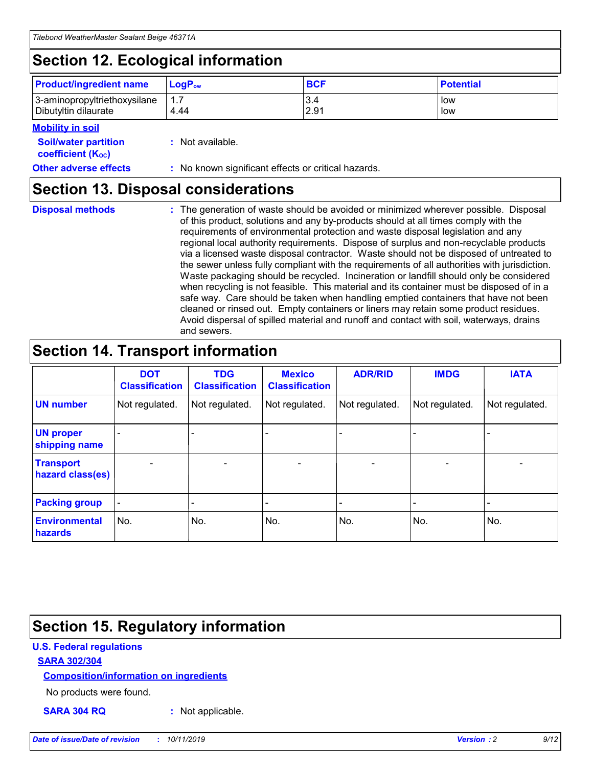## Section 12. Ecological information

| Product/ingredient name | $LogP_{ow}$ | BCF | Potential |
|---|---|---|---|
| 3-aminopropyltriethoxysilane | 1.7 | 3.4 | low |
| Dibutyltin dilaurate | 4.44 | 2.91 | low |

**Mobility in soil**

**Soil/water partition coefficient ($K_{OC}$)** : Not available.

**Other adverse effects** : No known significant effects or critical hazards.

## Section 13. Disposal considerations

**Disposal methods** : The generation of waste should be avoided or minimized wherever possible. Disposal of this product, solutions and any by-products should at all times comply with the requirements of environmental protection and waste disposal legislation and any regional local authority requirements. Dispose of surplus and non-recyclable products via a licensed waste disposal contractor. Waste should not be disposed of untreated to the sewer unless fully compliant with the requirements of all authorities with jurisdiction. Waste packaging should be recycled. Incineration or landfill should only be considered when recycling is not feasible. This material and its container must be disposed of in a safe way. Care should be taken when handling emptied containers that have not been cleaned or rinsed out. Empty containers or liners may retain some product residues. Avoid dispersal of spilled material and runoff and contact with soil, waterways, drains and sewers.

## Section 14. Transport information

| | DOT Classification | TDG Classification | Mexico Classification | ADR/RID | IMDG | IATA |
|---|---|---|---|---|---|---|
| UN number | Not regulated. | Not regulated. | Not regulated. | Not regulated. | Not regulated. | Not regulated. |
| UN proper shipping name | - | - | - | - | - | - |
| Transport hazard class(es) | - | - | - | - | - | - |
| Packing group | - | - | - | - | - | - |
| Environmental hazards | No. | No. | No. | No. | No. | No. |

## Section 15. Regulatory information

**U.S. Federal regulations**

**SARA 302/304**

**Composition/information on ingredients**

No products were found.

**SARA 304 RQ** : Not applicable.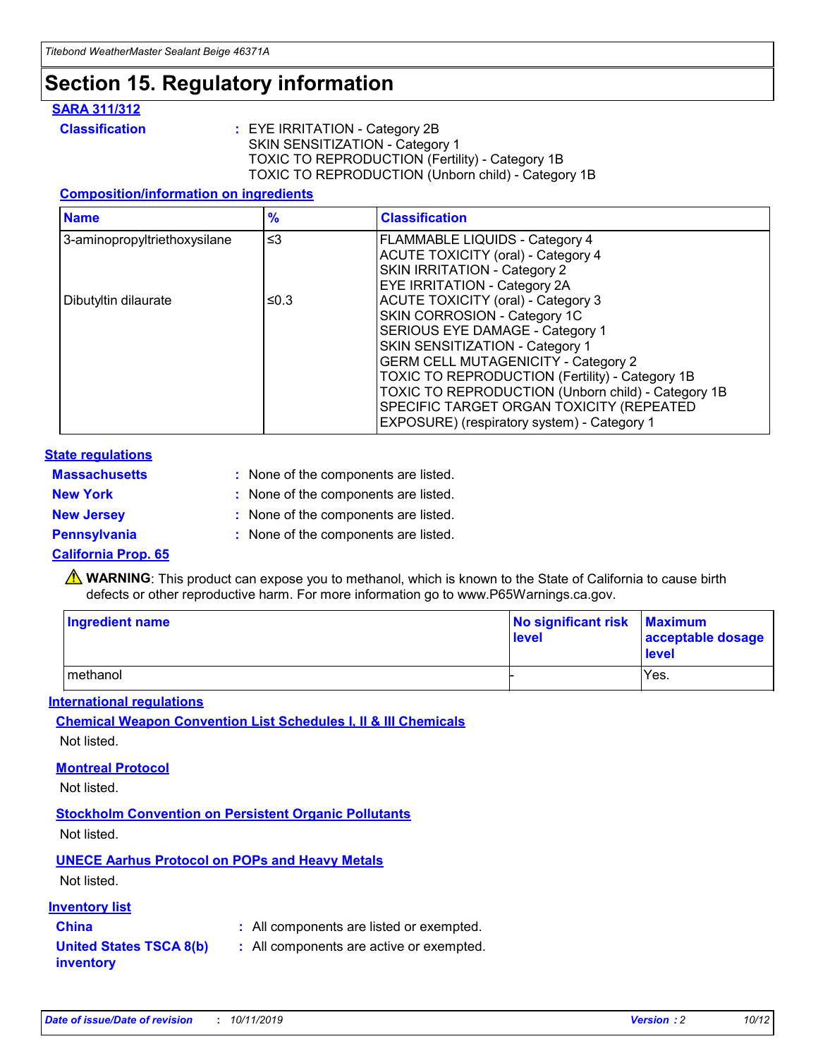# Section 15. Regulatory information

## SARA 311/312

**Classification** : EYE IRRITATION - Category 2B
SKIN SENSITIZATION - Category 1
TOXIC TO REPRODUCTION (Fertility) - Category 1B
TOXIC TO REPRODUCTION (Unborn child) - Category 1B

### Composition/information on ingredients

| Name | % | Classification |
|---|---|---|
| 3-aminopropyltriethoxysilane | ≤3 | FLAMMABLE LIQUIDS - Category 4<br>ACUTE TOXICITY (oral) - Category 4<br>SKIN IRRITATION - Category 2<br>EYE IRRITATION - Category 2A |
| Dibutyltin dilaurate | ≤0.3 | ACUTE TOXICITY (oral) - Category 3<br>SKIN CORROSION - Category 1C<br>SERIOUS EYE DAMAGE - Category 1<br>SKIN SENSITIZATION - Category 1<br>GERM CELL MUTAGENICITY - Category 2<br>TOXIC TO REPRODUCTION (Fertility) - Category 1B<br>TOXIC TO REPRODUCTION (Unborn child) - Category 1B<br>SPECIFIC TARGET ORGAN TOXICITY (REPEATED EXPOSURE) (respiratory system) - Category 1 |

## State regulations

**Massachusetts** : None of the components are listed.

**New York** : None of the components are listed.

**New Jersey** : None of the components are listed.

**Pennsylvania** : None of the components are listed.

## California Prop. 65

⚠ **WARNING**: This product can expose you to methanol, which is known to the State of California to cause birth defects or other reproductive harm. For more information go to www.P65Warnings.ca.gov.

| Ingredient name | No significant risk level | Maximum acceptable dosage level |
|---|---|---|
| methanol | - | Yes. |

## International regulations

### Chemical Weapon Convention List Schedules I, II & III Chemicals

Not listed.

### Montreal Protocol

Not listed.

### Stockholm Convention on Persistent Organic Pollutants

Not listed.

### UNECE Aarhus Protocol on POPs and Heavy Metals

Not listed.

## Inventory list

**China** : All components are listed or exempted.

**United States TSCA 8(b) inventory** : All components are active or exempted.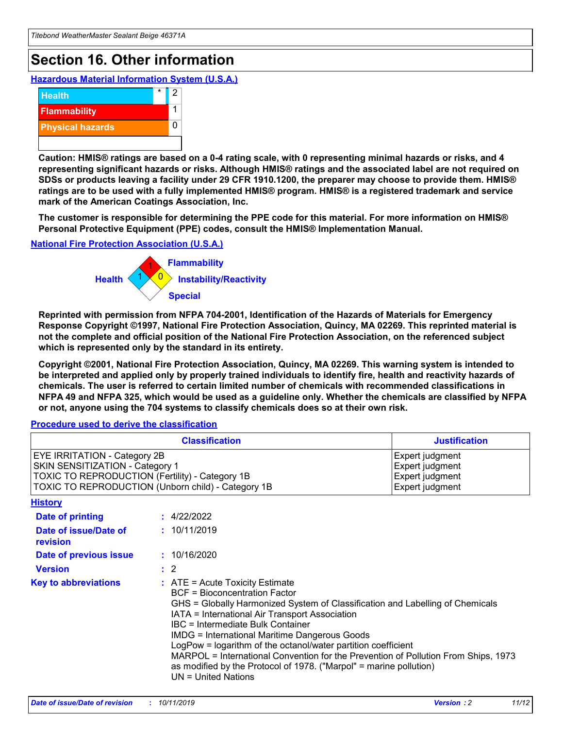# Section 16. Other information

### Hazardous Material Information System (U.S.A.)

| | | |
|---|---|---|
| Health | * | 2 |
| Flammability | | 1 |
| Physical hazards | | 0 |
| | | |

**Caution: HMIS® ratings are based on a 0-4 rating scale, with 0 representing minimal hazards or risks, and 4 representing significant hazards or risks. Although HMIS® ratings and the associated label are not required on SDSs or products leaving a facility under 29 CFR 1910.1200, the preparer may choose to provide them. HMIS® ratings are to be used with a fully implemented HMIS® program. HMIS® is a registered trademark and service mark of the American Coatings Association, Inc.**

**The customer is responsible for determining the PPE code for this material. For more information on HMIS® Personal Protective Equipment (PPE) codes, consult the HMIS® Implementation Manual.**

### National Fire Protection Association (U.S.A.)

Flammability: 1
Health: 1
Instability/Reactivity: 0
Special:

**Reprinted with permission from NFPA 704-2001, Identification of the Hazards of Materials for Emergency Response Copyright ©1997, National Fire Protection Association, Quincy, MA 02269. This reprinted material is not the complete and official position of the National Fire Protection Association, on the referenced subject which is represented only by the standard in its entirety.**

**Copyright ©2001, National Fire Protection Association, Quincy, MA 02269. This warning system is intended to be interpreted and applied only by properly trained individuals to identify fire, health and reactivity hazards of chemicals. The user is referred to certain limited number of chemicals with recommended classifications in NFPA 49 and NFPA 325, which would be used as a guideline only. Whether the chemicals are classified by NFPA or not, anyone using the 704 systems to classify chemicals does so at their own risk.**

### Procedure used to derive the classification

| Classification | Justification |
|---|---|
| EYE IRRITATION - Category 2B | Expert judgment |
| SKIN SENSITIZATION - Category 1 | Expert judgment |
| TOXIC TO REPRODUCTION (Fertility) - Category 1B | Expert judgment |
| TOXIC TO REPRODUCTION (Unborn child) - Category 1B | Expert judgment |

### History

**Date of printing** : 4/22/2022

**Date of issue/Date of revision** : 10/11/2019

**Date of previous issue** : 10/16/2020

**Version** : 2

**Key to abbreviations** :
ATE = Acute Toxicity Estimate
BCF = Bioconcentration Factor
GHS = Globally Harmonized System of Classification and Labelling of Chemicals
IATA = International Air Transport Association
IBC = Intermediate Bulk Container
IMDG = International Maritime Dangerous Goods
LogPow = logarithm of the octanol/water partition coefficient
MARPOL = International Convention for the Prevention of Pollution From Ships, 1973 as modified by the Protocol of 1978. ("Marpol" = marine pollution)
UN = United Nations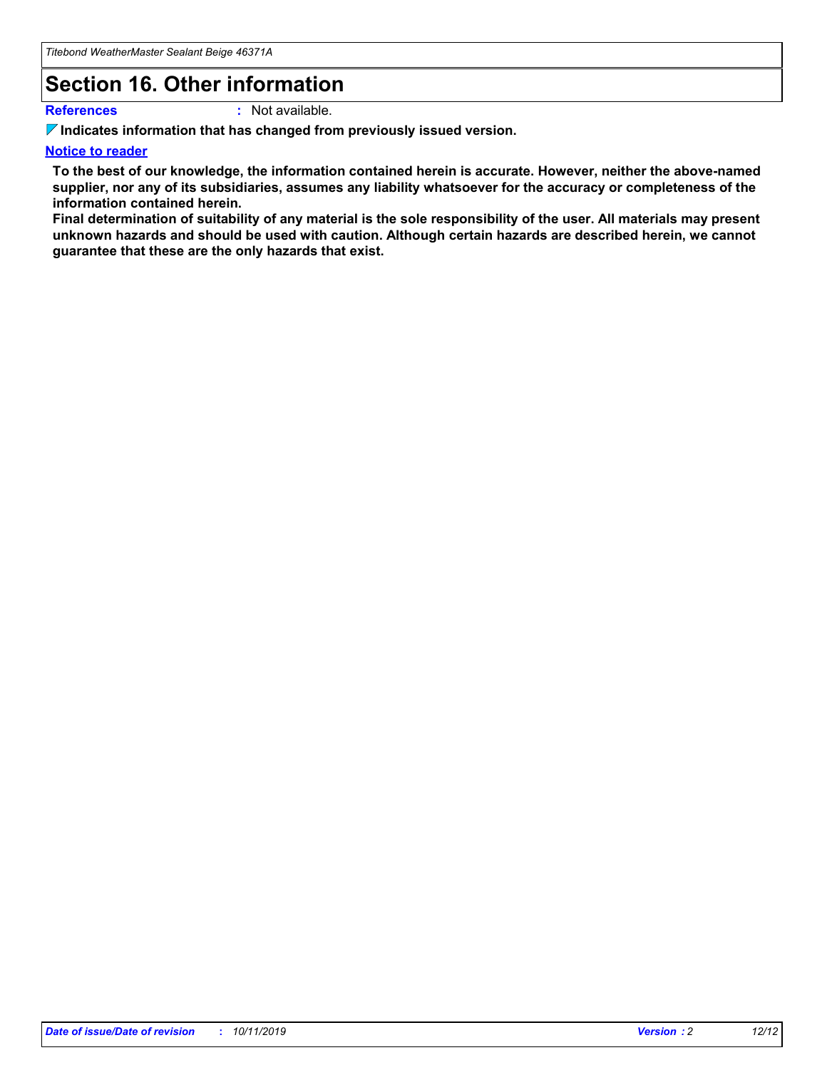# Section 16. Other information

**References** : Not available.

**Indicates information that has changed from previously issued version.**

**Notice to reader**

**To the best of our knowledge, the information contained herein is accurate. However, neither the above-named supplier, nor any of its subsidiaries, assumes any liability whatsoever for the accuracy or completeness of the information contained herein.**

**Final determination of suitability of any material is the sole responsibility of the user. All materials may present unknown hazards and should be used with caution. Although certain hazards are described herein, we cannot guarantee that these are the only hazards that exist.**